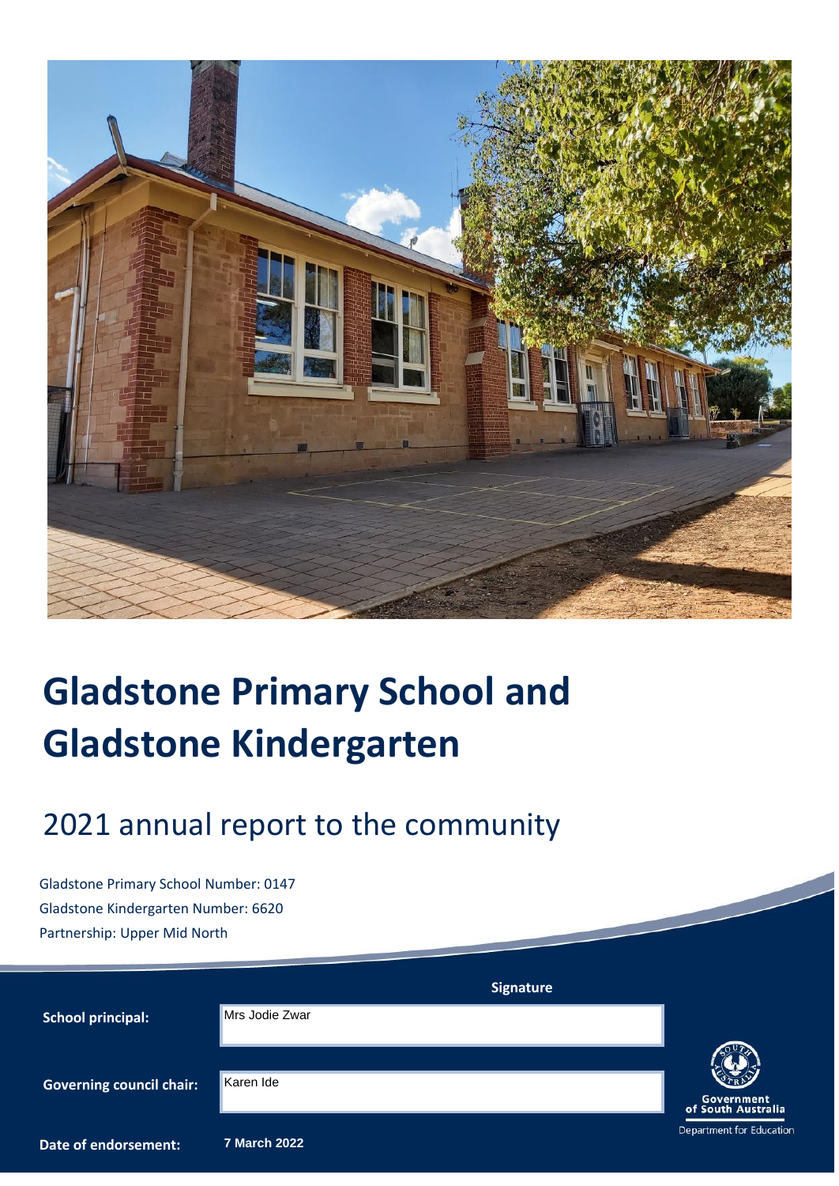# Gladstone Primary School and Gladstone Kindergarten

## 2021 annual report to the community

Gladstone Primary School Number: 0147

Gladstone Kindergarten Number: 6620

Partnership: Upper Mid North

| | Signature |
|---|---|
| **School principal:** | Mrs Jodie Zwar |
| **Governing council chair:** | Karen Ide |
| **Date of endorsement:** | **7 March 2022** |

Government of South Australia

Department for Education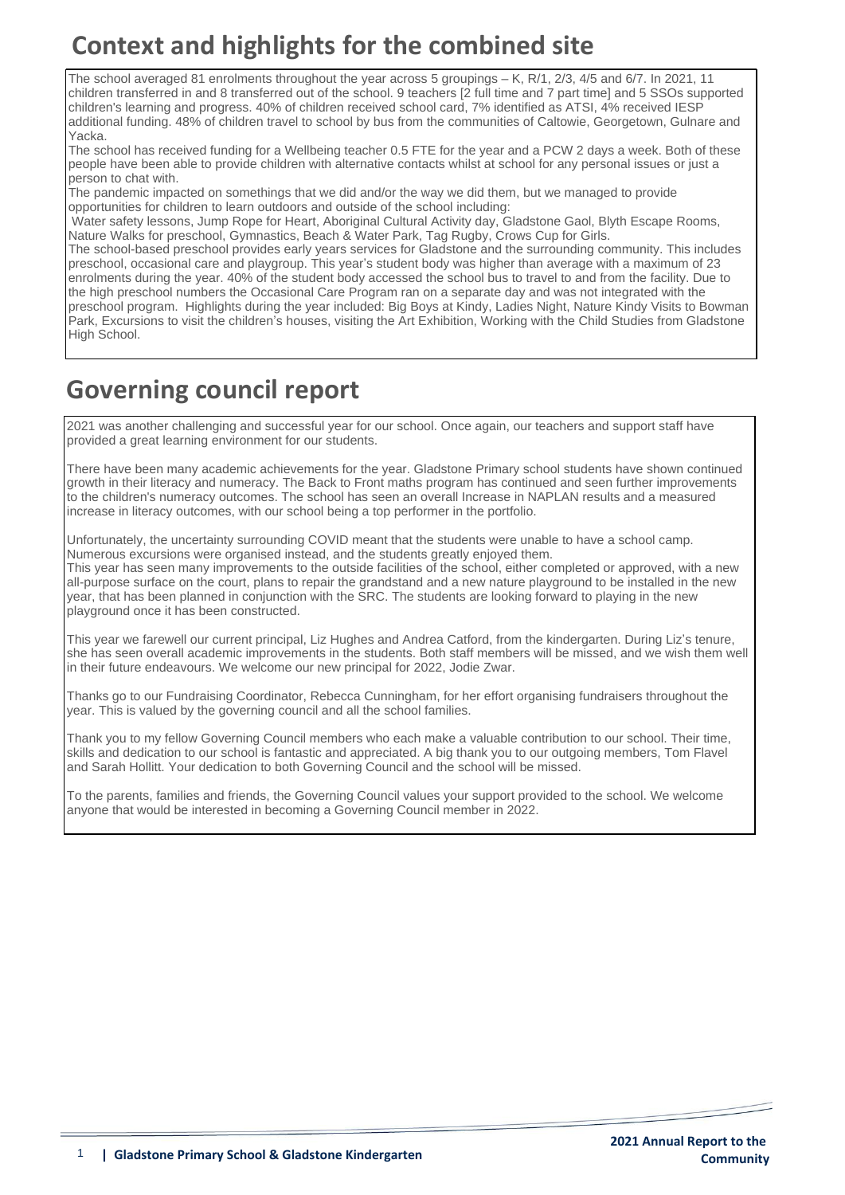# Context and highlights for the combined site

The school averaged 81 enrolments throughout the year across 5 groupings – K, R/1, 2/3, 4/5 and 6/7. In 2021, 11 children transferred in and 8 transferred out of the school. 9 teachers [2 full time and 7 part time] and 5 SSOs supported children's learning and progress. 40% of children received school card, 7% identified as ATSI, 4% received IESP additional funding. 48% of children travel to school by bus from the communities of Caltowie, Georgetown, Gulnare and Yacka.

The school has received funding for a Wellbeing teacher 0.5 FTE for the year and a PCW 2 days a week. Both of these people have been able to provide children with alternative contacts whilst at school for any personal issues or just a person to chat with.

The pandemic impacted on somethings that we did and/or the way we did them, but we managed to provide opportunities for children to learn outdoors and outside of the school including:

Water safety lessons, Jump Rope for Heart, Aboriginal Cultural Activity day, Gladstone Gaol, Blyth Escape Rooms, Nature Walks for preschool, Gymnastics, Beach & Water Park, Tag Rugby, Crows Cup for Girls.

The school-based preschool provides early years services for Gladstone and the surrounding community. This includes preschool, occasional care and playgroup. This year's student body was higher than average with a maximum of 23 enrolments during the year. 40% of the student body accessed the school bus to travel to and from the facility. Due to the high preschool numbers the Occasional Care Program ran on a separate day and was not integrated with the preschool program. Highlights during the year included: Big Boys at Kindy, Ladies Night, Nature Kindy Visits to Bowman Park, Excursions to visit the children's houses, visiting the Art Exhibition, Working with the Child Studies from Gladstone High School.

# Governing council report

2021 was another challenging and successful year for our school. Once again, our teachers and support staff have provided a great learning environment for our students.

There have been many academic achievements for the year. Gladstone Primary school students have shown continued growth in their literacy and numeracy. The Back to Front maths program has continued and seen further improvements to the children's numeracy outcomes. The school has seen an overall Increase in NAPLAN results and a measured increase in literacy outcomes, with our school being a top performer in the portfolio.

Unfortunately, the uncertainty surrounding COVID meant that the students were unable to have a school camp. Numerous excursions were organised instead, and the students greatly enjoyed them.

This year has seen many improvements to the outside facilities of the school, either completed or approved, with a new all-purpose surface on the court, plans to repair the grandstand and a new nature playground to be installed in the new year, that has been planned in conjunction with the SRC. The students are looking forward to playing in the new playground once it has been constructed.

This year we farewell our current principal, Liz Hughes and Andrea Catford, from the kindergarten. During Liz's tenure, she has seen overall academic improvements in the students. Both staff members will be missed, and we wish them well in their future endeavours. We welcome our new principal for 2022, Jodie Zwar.

Thanks go to our Fundraising Coordinator, Rebecca Cunningham, for her effort organising fundraisers throughout the year. This is valued by the governing council and all the school families.

Thank you to my fellow Governing Council members who each make a valuable contribution to our school. Their time, skills and dedication to our school is fantastic and appreciated. A big thank you to our outgoing members, Tom Flavel and Sarah Hollitt. Your dedication to both Governing Council and the school will be missed.

To the parents, families and friends, the Governing Council values your support provided to the school. We welcome anyone that would be interested in becoming a Governing Council member in 2022.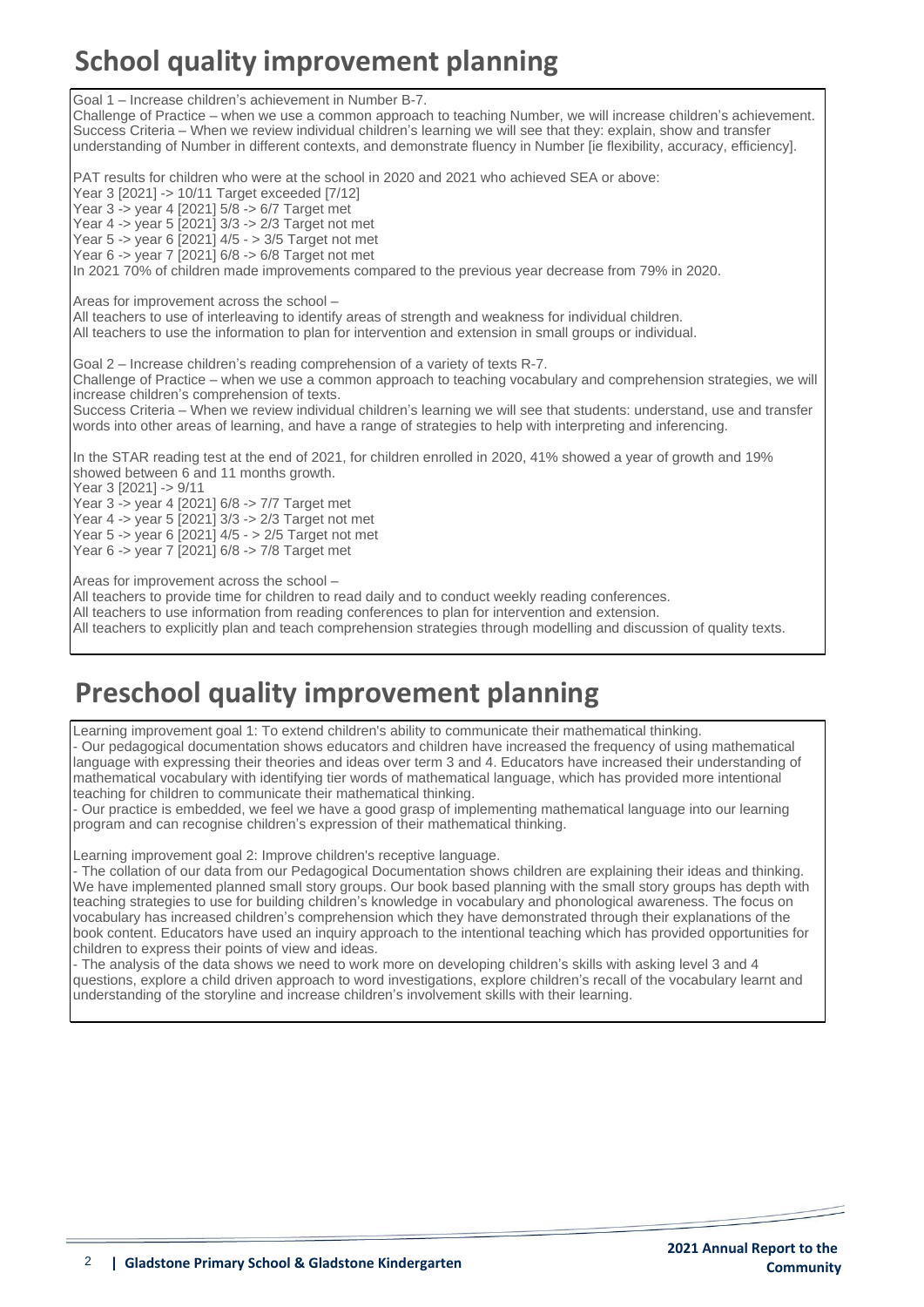# School quality improvement planning

Goal 1 – Increase children's achievement in Number B-7.
Challenge of Practice – when we use a common approach to teaching Number, we will increase children's achievement.
Success Criteria – When we review individual children's learning we will see that they: explain, show and transfer understanding of Number in different contexts, and demonstrate fluency in Number [ie flexibility, accuracy, efficiency].

PAT results for children who were at the school in 2020 and 2021 who achieved SEA or above:
Year 3 [2021] -> 10/11 Target exceeded [7/12]
Year 3 -> year 4 [2021] 5/8 -> 6/7 Target met
Year 4 -> year 5 [2021] 3/3 -> 2/3 Target not met
Year 5 -> year 6 [2021] 4/5 - > 3/5 Target not met
Year 6 -> year 7 [2021] 6/8 -> 6/8 Target not met
In 2021 70% of children made improvements compared to the previous year decrease from 79% in 2020.

Areas for improvement across the school –
All teachers to use of interleaving to identify areas of strength and weakness for individual children.
All teachers to use the information to plan for intervention and extension in small groups or individual.

Goal 2 – Increase children's reading comprehension of a variety of texts R-7.
Challenge of Practice – when we use a common approach to teaching vocabulary and comprehension strategies, we will increase children's comprehension of texts.
Success Criteria – When we review individual children's learning we will see that students: understand, use and transfer words into other areas of learning, and have a range of strategies to help with interpreting and inferencing.

In the STAR reading test at the end of 2021, for children enrolled in 2020, 41% showed a year of growth and 19% showed between 6 and 11 months growth.
Year 3 [2021] -> 9/11
Year 3 -> year 4 [2021] 6/8 -> 7/7 Target met
Year 4 -> year 5 [2021] 3/3 -> 2/3 Target not met
Year 5 -> year 6 [2021] 4/5 - > 2/5 Target not met
Year 6 -> year 7 [2021] 6/8 -> 7/8 Target met

Areas for improvement across the school –
All teachers to provide time for children to read daily and to conduct weekly reading conferences.
All teachers to use information from reading conferences to plan for intervention and extension.
All teachers to explicitly plan and teach comprehension strategies through modelling and discussion of quality texts.

# Preschool quality improvement planning

Learning improvement goal 1: To extend children's ability to communicate their mathematical thinking.
- Our pedagogical documentation shows educators and children have increased the frequency of using mathematical language with expressing their theories and ideas over term 3 and 4. Educators have increased their understanding of mathematical vocabulary with identifying tier words of mathematical language, which has provided more intentional teaching for children to communicate their mathematical thinking.
- Our practice is embedded, we feel we have a good grasp of implementing mathematical language into our learning program and can recognise children's expression of their mathematical thinking.

Learning improvement goal 2: Improve children's receptive language.
- The collation of our data from our Pedagogical Documentation shows children are explaining their ideas and thinking. We have implemented planned small story groups. Our book based planning with the small story groups has depth with teaching strategies to use for building children's knowledge in vocabulary and phonological awareness. The focus on vocabulary has increased children's comprehension which they have demonstrated through their explanations of the book content. Educators have used an inquiry approach to the intentional teaching which has provided opportunities for children to express their points of view and ideas.
- The analysis of the data shows we need to work more on developing children's skills with asking level 3 and 4 questions, explore a child driven approach to word investigations, explore children's recall of the vocabulary learnt and understanding of the storyline and increase children's involvement skills with their learning.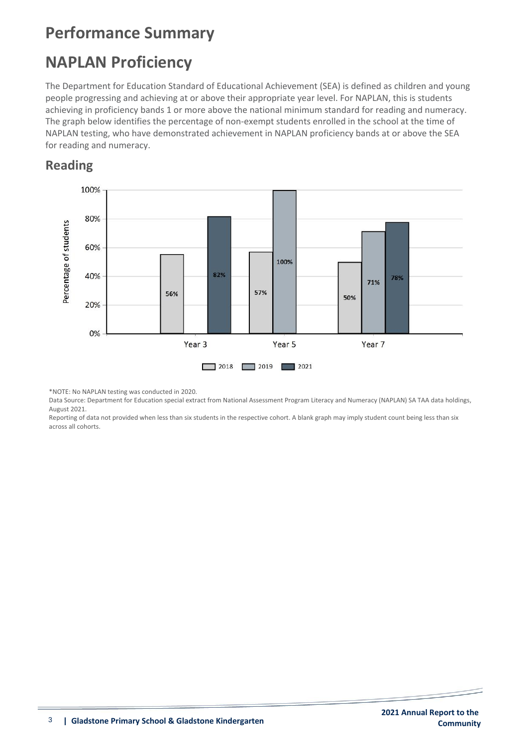# Performance Summary

# NAPLAN Proficiency

The Department for Education Standard of Educational Achievement (SEA) is defined as children and young people progressing and achieving at or above their appropriate year level. For NAPLAN, this is students achieving in proficiency bands 1 or more above the national minimum standard for reading and numeracy. The graph below identifies the percentage of non-exempt students enrolled in the school at the time of NAPLAN testing, who have demonstrated achievement in NAPLAN proficiency bands at or above the SEA for reading and numeracy.

## Reading

| | 2018 | 2019 | 2021 |
|---|---|---|---|
| Year 3 | 56% | | 82% |
| Year 5 | 57% | 100% | |
| Year 7 | 50% | 71% | 78% |

*NOTE: No NAPLAN testing was conducted in 2020.

Data Source: Department for Education special extract from National Assessment Program Literacy and Numeracy (NAPLAN) SA TAA data holdings, August 2021.

Reporting of data not provided when less than six students in the respective cohort. A blank graph may imply student count being less than six across all cohorts.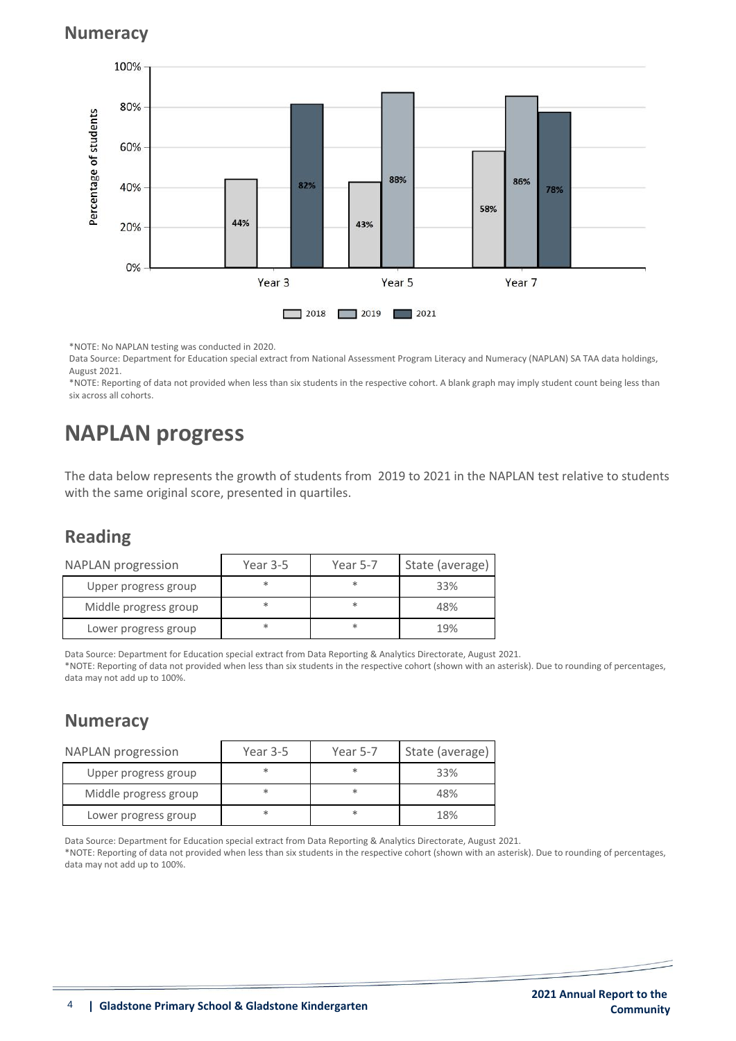## Numeracy

| | 2018 | 2019 | 2021 |
|---|---|---|---|
| Year 3 | 44% | | 82% |
| Year 5 | 43% | 88% | |
| Year 7 | 58% | 86% | 78% |

*NOTE: No NAPLAN testing was conducted in 2020.
Data Source: Department for Education special extract from National Assessment Program Literacy and Numeracy (NAPLAN) SA TAA data holdings, August 2021.
*NOTE: Reporting of data not provided when less than six students in the respective cohort. A blank graph may imply student count being less than six across all cohorts.

# NAPLAN progress

The data below represents the growth of students from 2019 to 2021 in the NAPLAN test relative to students with the same original score, presented in quartiles.

## Reading

| NAPLAN progression | Year 3-5 | Year 5-7 | State (average) |
|---|---|---|---|
| Upper progress group | * | * | 33% |
| Middle progress group | * | * | 48% |
| Lower progress group | * | * | 19% |

Data Source: Department for Education special extract from Data Reporting & Analytics Directorate, August 2021.
*NOTE: Reporting of data not provided when less than six students in the respective cohort (shown with an asterisk). Due to rounding of percentages, data may not add up to 100%.

## Numeracy

| NAPLAN progression | Year 3-5 | Year 5-7 | State (average) |
|---|---|---|---|
| Upper progress group | * | * | 33% |
| Middle progress group | * | * | 48% |
| Lower progress group | * | * | 18% |

Data Source: Department for Education special extract from Data Reporting & Analytics Directorate, August 2021.
*NOTE: Reporting of data not provided when less than six students in the respective cohort (shown with an asterisk). Due to rounding of percentages, data may not add up to 100%.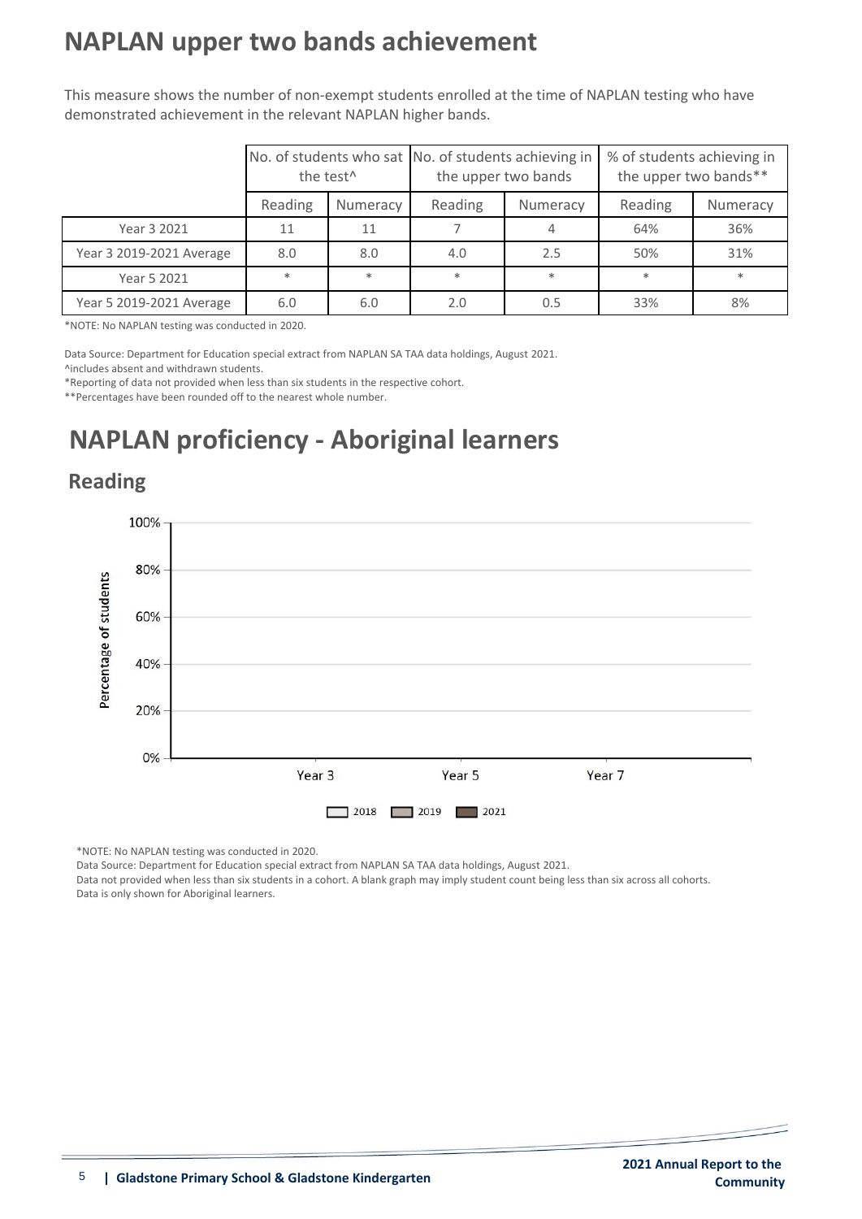# NAPLAN upper two bands achievement

This measure shows the number of non-exempt students enrolled at the time of NAPLAN testing who have demonstrated achievement in the relevant NAPLAN higher bands.

| | No. of students who sat the test^ | | No. of students achieving in the upper two bands | | % of students achieving in the upper two bands** | |
|---|---|---|---|---|---|---|
| | Reading | Numeracy | Reading | Numeracy | Reading | Numeracy |
| Year 3 2021 | 11 | 11 | 7 | 4 | 64% | 36% |
| Year 3 2019-2021 Average | 8.0 | 8.0 | 4.0 | 2.5 | 50% | 31% |
| Year 5 2021 | * | * | * | * | * | * |
| Year 5 2019-2021 Average | 6.0 | 6.0 | 2.0 | 0.5 | 33% | 8% |

*NOTE: No NAPLAN testing was conducted in 2020.

Data Source: Department for Education special extract from NAPLAN SA TAA data holdings, August 2021.

^includes absent and withdrawn students.

*Reporting of data not provided when less than six students in the respective cohort.

**Percentages have been rounded off to the nearest whole number.

# NAPLAN proficiency - Aboriginal learners

## Reading

Percentage of students

100%

80%

60%

40%

20%

0%

Year 3 Year 5 Year 7

2018 2019 2021

*NOTE: No NAPLAN testing was conducted in 2020.

Data Source: Department for Education special extract from NAPLAN SA TAA data holdings, August 2021.

Data not provided when less than six students in a cohort. A blank graph may imply student count being less than six across all cohorts.

Data is only shown for Aboriginal learners.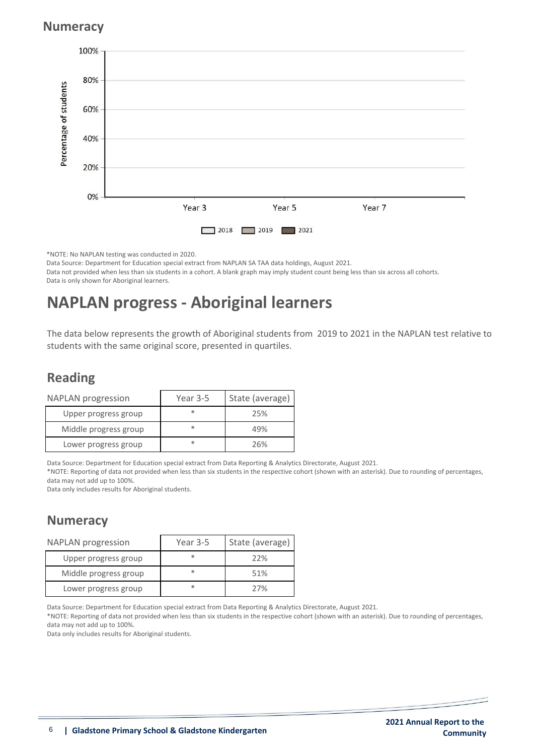## Numeracy

*NOTE: No NAPLAN testing was conducted in 2020.

Data Source: Department for Education special extract from NAPLAN SA TAA data holdings, August 2021.

Data not provided when less than six students in a cohort. A blank graph may imply student count being less than six across all cohorts.

Data is only shown for Aboriginal learners.

# NAPLAN progress - Aboriginal learners

The data below represents the growth of Aboriginal students from 2019 to 2021 in the NAPLAN test relative to students with the same original score, presented in quartiles.

## Reading

| NAPLAN progression | Year 3-5 | State (average) |
|---|---|---|
| Upper progress group | * | 25% |
| Middle progress group | * | 49% |
| Lower progress group | * | 26% |

Data Source: Department for Education special extract from Data Reporting & Analytics Directorate, August 2021.

*NOTE: Reporting of data not provided when less than six students in the respective cohort (shown with an asterisk). Due to rounding of percentages, data may not add up to 100%.

Data only includes results for Aboriginal students.

## Numeracy

| NAPLAN progression | Year 3-5 | State (average) |
|---|---|---|
| Upper progress group | * | 22% |
| Middle progress group | * | 51% |
| Lower progress group | * | 27% |

Data Source: Department for Education special extract from Data Reporting & Analytics Directorate, August 2021.

*NOTE: Reporting of data not provided when less than six students in the respective cohort (shown with an asterisk). Due to rounding of percentages, data may not add up to 100%.

Data only includes results for Aboriginal students.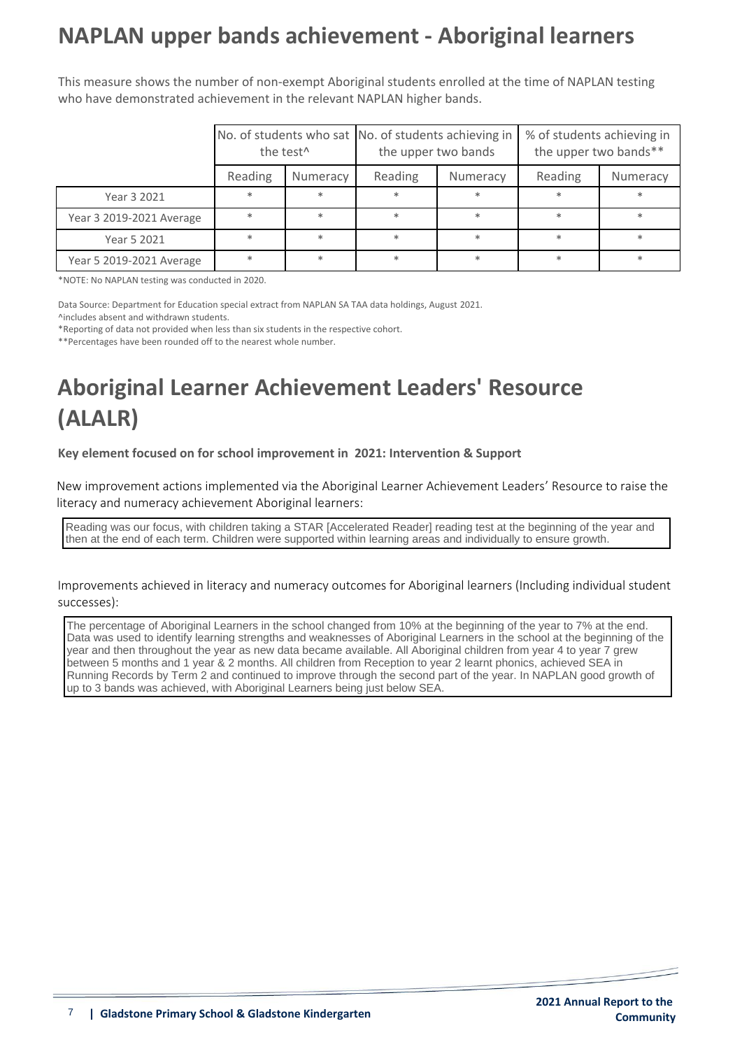# NAPLAN upper bands achievement - Aboriginal learners

This measure shows the number of non-exempt Aboriginal students enrolled at the time of NAPLAN testing who have demonstrated achievement in the relevant NAPLAN higher bands.

| | No. of students who sat the test^ | | No. of students achieving in the upper two bands | | % of students achieving in the upper two bands** | |
|---|---|---|---|---|---|---|
| | Reading | Numeracy | Reading | Numeracy | Reading | Numeracy |
| Year 3 2021 | * | * | * | * | * | * |
| Year 3 2019-2021 Average | * | * | * | * | * | * |
| Year 5 2021 | * | * | * | * | * | * |
| Year 5 2019-2021 Average | * | * | * | * | * | * |

*NOTE: No NAPLAN testing was conducted in 2020.

Data Source: Department for Education special extract from NAPLAN SA TAA data holdings, August 2021.

^includes absent and withdrawn students.

*Reporting of data not provided when less than six students in the respective cohort.

**Percentages have been rounded off to the nearest whole number.

# Aboriginal Learner Achievement Leaders' Resource (ALALR)

**Key element focused on for school improvement in 2021: Intervention & Support**

New improvement actions implemented via the Aboriginal Learner Achievement Leaders' Resource to raise the literacy and numeracy achievement Aboriginal learners:

Reading was our focus, with children taking a STAR [Accelerated Reader] reading test at the beginning of the year and then at the end of each term. Children were supported within learning areas and individually to ensure growth.

Improvements achieved in literacy and numeracy outcomes for Aboriginal learners (Including individual student successes):

The percentage of Aboriginal Learners in the school changed from 10% at the beginning of the year to 7% at the end. Data was used to identify learning strengths and weaknesses of Aboriginal Learners in the school at the beginning of the year and then throughout the year as new data became available. All Aboriginal children from year 4 to year 7 grew between 5 months and 1 year & 2 months. All children from Reception to year 2 learnt phonics, achieved SEA in Running Records by Term 2 and continued to improve through the second part of the year. In NAPLAN good growth of up to 3 bands was achieved, with Aboriginal Learners being just below SEA.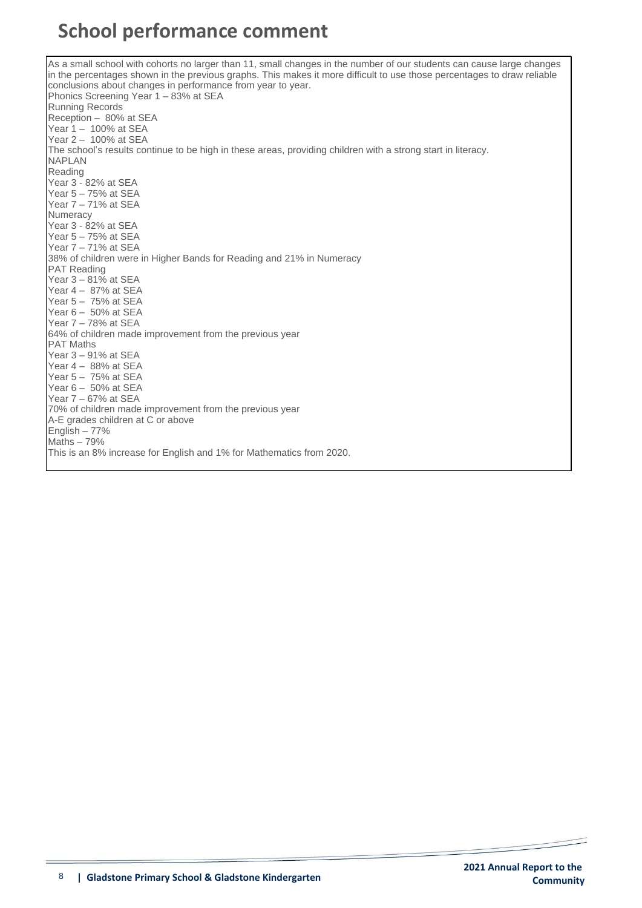# School performance comment

As a small school with cohorts no larger than 11, small changes in the number of our students can cause large changes in the percentages shown in the previous graphs. This makes it more difficult to use those percentages to draw reliable conclusions about changes in performance from year to year.

Phonics Screening Year 1 – 83% at SEA

Running Records

Reception – 80% at SEA

Year 1 – 100% at SEA

Year 2 – 100% at SEA

The school's results continue to be high in these areas, providing children with a strong start in literacy.

NAPLAN

Reading

Year 3 - 82% at SEA

Year 5 – 75% at SEA

Year 7 – 71% at SEA

Numeracy

Year 3 - 82% at SEA

Year 5 – 75% at SEA

Year 7 – 71% at SEA

38% of children were in Higher Bands for Reading and 21% in Numeracy

PAT Reading

Year 3 – 81% at SEA

Year 4 – 87% at SEA

Year 5 – 75% at SEA

Year 6 – 50% at SEA

Year 7 – 78% at SEA

64% of children made improvement from the previous year

PAT Maths

Year 3 – 91% at SEA

Year 4 – 88% at SEA

Year 5 – 75% at SEA

Year 6 – 50% at SEA

Year 7 – 67% at SEA

70% of children made improvement from the previous year

A-E grades children at C or above

English – 77%

Maths – 79%

This is an 8% increase for English and 1% for Mathematics from 2020.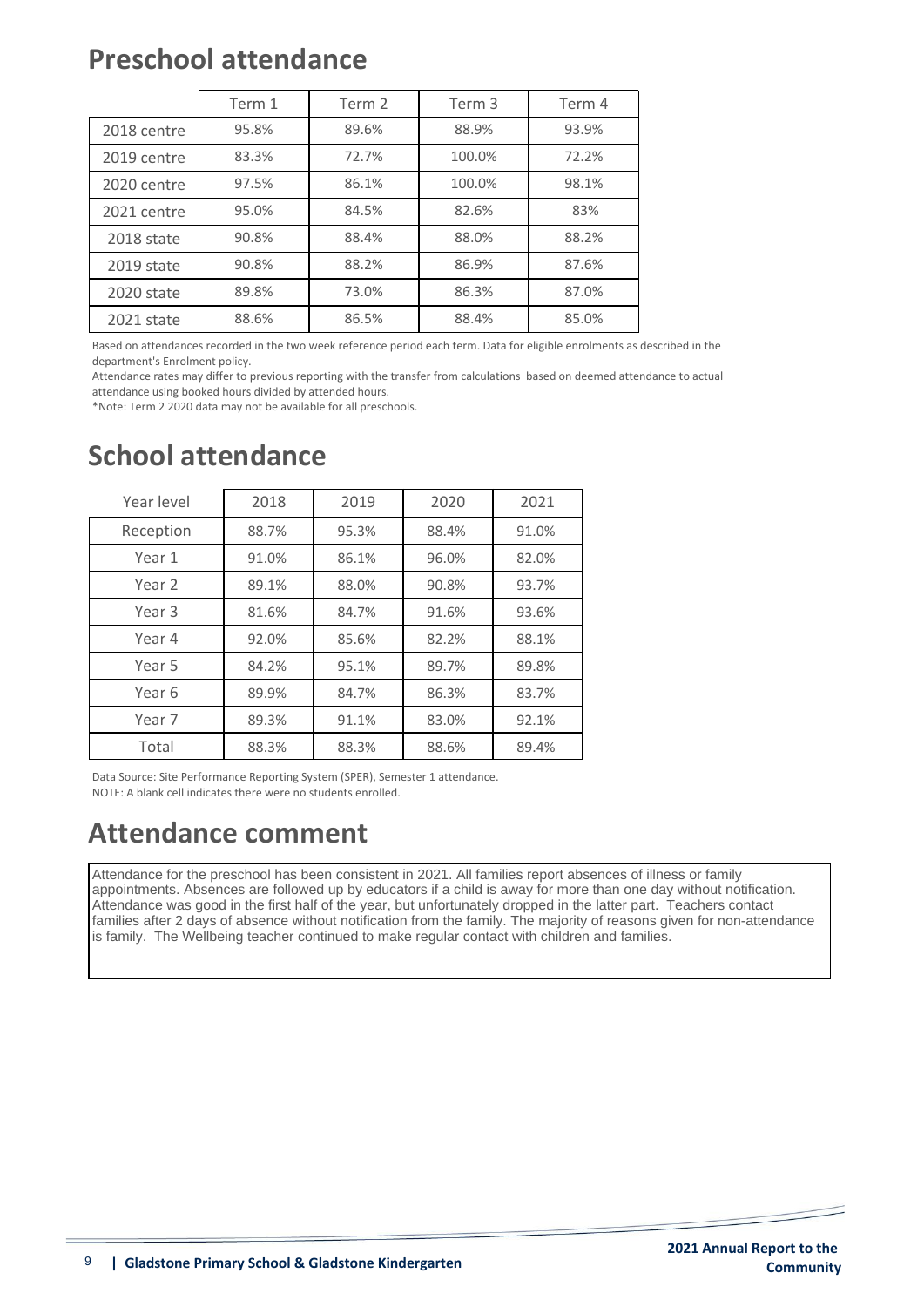# Preschool attendance

| | Term 1 | Term 2 | Term 3 | Term 4 |
|---|---|---|---|---|
| 2018 centre | 95.8% | 89.6% | 88.9% | 93.9% |
| 2019 centre | 83.3% | 72.7% | 100.0% | 72.2% |
| 2020 centre | 97.5% | 86.1% | 100.0% | 98.1% |
| 2021 centre | 95.0% | 84.5% | 82.6% | 83% |
| 2018 state | 90.8% | 88.4% | 88.0% | 88.2% |
| 2019 state | 90.8% | 88.2% | 86.9% | 87.6% |
| 2020 state | 89.8% | 73.0% | 86.3% | 87.0% |
| 2021 state | 88.6% | 86.5% | 88.4% | 85.0% |

Based on attendances recorded in the two week reference period each term. Data for eligible enrolments as described in the department's Enrolment policy.

Attendance rates may differ to previous reporting with the transfer from calculations based on deemed attendance to actual attendance using booked hours divided by attended hours.

*Note: Term 2 2020 data may not be available for all preschools.

# School attendance

| Year level | 2018 | 2019 | 2020 | 2021 |
|---|---|---|---|---|
| Reception | 88.7% | 95.3% | 88.4% | 91.0% |
| Year 1 | 91.0% | 86.1% | 96.0% | 82.0% |
| Year 2 | 89.1% | 88.0% | 90.8% | 93.7% |
| Year 3 | 81.6% | 84.7% | 91.6% | 93.6% |
| Year 4 | 92.0% | 85.6% | 82.2% | 88.1% |
| Year 5 | 84.2% | 95.1% | 89.7% | 89.8% |
| Year 6 | 89.9% | 84.7% | 86.3% | 83.7% |
| Year 7 | 89.3% | 91.1% | 83.0% | 92.1% |
| Total | 88.3% | 88.3% | 88.6% | 89.4% |

Data Source: Site Performance Reporting System (SPER), Semester 1 attendance.
NOTE: A blank cell indicates there were no students enrolled.

# Attendance comment

Attendance for the preschool has been consistent in 2021. All families report absences of illness or family appointments. Absences are followed up by educators if a child is away for more than one day without notification. Attendance was good in the first half of the year, but unfortunately dropped in the latter part. Teachers contact families after 2 days of absence without notification from the family. The majority of reasons given for non-attendance is family. The Wellbeing teacher continued to make regular contact with children and families.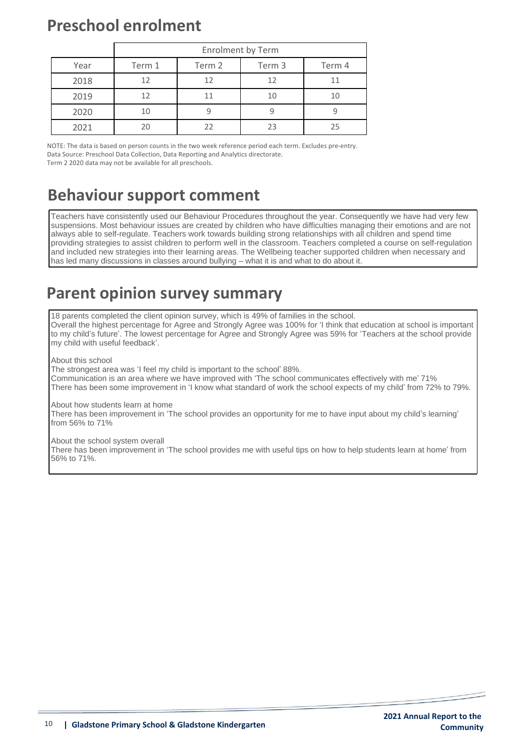## Preschool enrolment

| | Enrolment by Term | | | |
|---|---|---|---|---|
| Year | Term 1 | Term 2 | Term 3 | Term 4 |
| 2018 | 12 | 12 | 12 | 11 |
| 2019 | 12 | 11 | 10 | 10 |
| 2020 | 10 | 9 | 9 | 9 |
| 2021 | 20 | 22 | 23 | 25 |

NOTE: The data is based on person counts in the two week reference period each term. Excludes pre-entry.
Data Source: Preschool Data Collection, Data Reporting and Analytics directorate.
Term 2 2020 data may not be available for all preschools.

## Behaviour support comment

Teachers have consistently used our Behaviour Procedures throughout the year. Consequently we have had very few suspensions. Most behaviour issues are created by children who have difficulties managing their emotions and are not always able to self-regulate. Teachers work towards building strong relationships with all children and spend time providing strategies to assist children to perform well in the classroom. Teachers completed a course on self-regulation and included new strategies into their learning areas. The Wellbeing teacher supported children when necessary and has led many discussions in classes around bullying – what it is and what to do about it.

## Parent opinion survey summary

18 parents completed the client opinion survey, which is 49% of families in the school.
Overall the highest percentage for Agree and Strongly Agree was 100% for 'I think that education at school is important to my child's future'. The lowest percentage for Agree and Strongly Agree was 59% for 'Teachers at the school provide my child with useful feedback'.

About this school
The strongest area was 'I feel my child is important to the school' 88%.
Communication is an area where we have improved with 'The school communicates effectively with me' 71%
There has been some improvement in 'I know what standard of work the school expects of my child' from 72% to 79%.

About how students learn at home
There has been improvement in 'The school provides an opportunity for me to have input about my child's learning' from 56% to 71%

About the school system overall
There has been improvement in 'The school provides me with useful tips on how to help students learn at home' from 56% to 71%.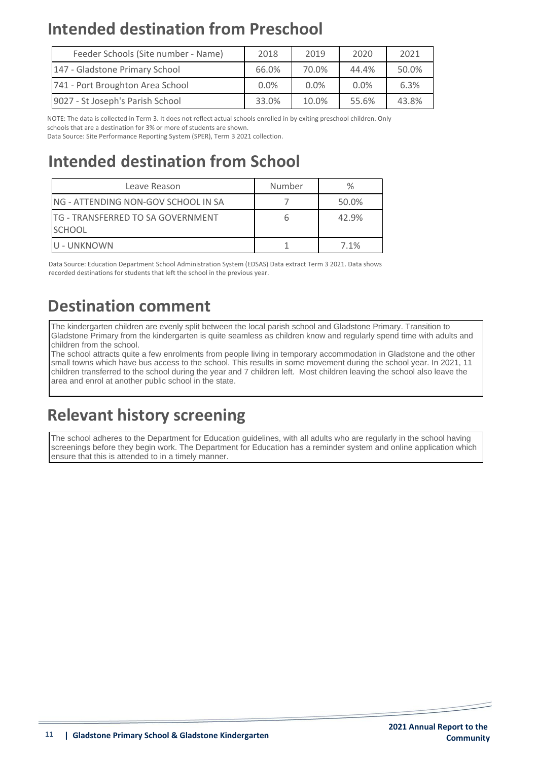# Intended destination from Preschool

| Feeder Schools (Site number - Name) | 2018 | 2019 | 2020 | 2021 |
|---|---|---|---|---|
| 147 - Gladstone Primary School | 66.0% | 70.0% | 44.4% | 50.0% |
| 741 - Port Broughton Area School | 0.0% | 0.0% | 0.0% | 6.3% |
| 9027 - St Joseph's Parish School | 33.0% | 10.0% | 55.6% | 43.8% |

NOTE: The data is collected in Term 3. It does not reflect actual schools enrolled in by exiting preschool children. Only schools that are a destination for 3% or more of students are shown.
Data Source: Site Performance Reporting System (SPER), Term 3 2021 collection.

# Intended destination from School

| Leave Reason | Number | % |
|---|---|---|
| NG - ATTENDING NON-GOV SCHOOL IN SA | 7 | 50.0% |
| TG - TRANSFERRED TO SA GOVERNMENT SCHOOL | 6 | 42.9% |
| U - UNKNOWN | 1 | 7.1% |

Data Source: Education Department School Administration System (EDSAS) Data extract Term 3 2021. Data shows recorded destinations for students that left the school in the previous year.

# Destination comment

The kindergarten children are evenly split between the local parish school and Gladstone Primary. Transition to Gladstone Primary from the kindergarten is quite seamless as children know and regularly spend time with adults and children from the school.
The school attracts quite a few enrolments from people living in temporary accommodation in Gladstone and the other small towns which have bus access to the school. This results in some movement during the school year. In 2021, 11 children transferred to the school during the year and 7 children left. Most children leaving the school also leave the area and enrol at another public school in the state.

# Relevant history screening

The school adheres to the Department for Education guidelines, with all adults who are regularly in the school having screenings before they begin work. The Department for Education has a reminder system and online application which ensure that this is attended to in a timely manner.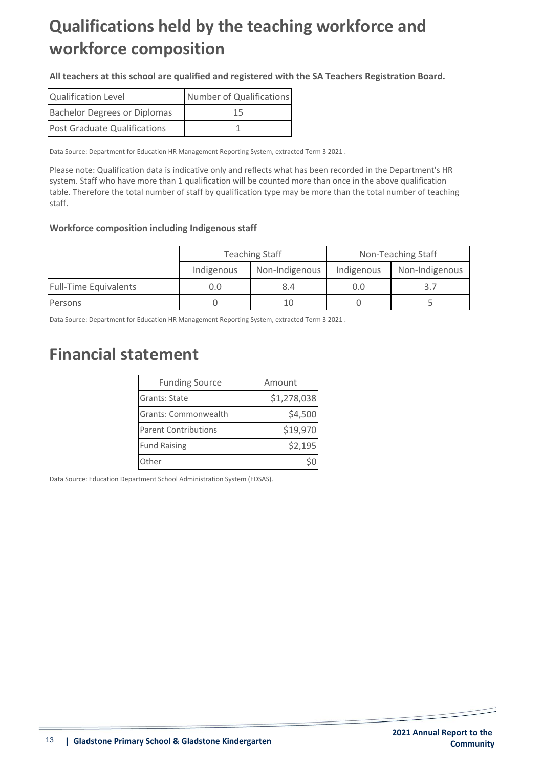# Qualifications held by the teaching workforce and workforce composition

**All teachers at this school are qualified and registered with the SA Teachers Registration Board.**

| Qualification Level | Number of Qualifications |
| --- | --- |
| Bachelor Degrees or Diplomas | 15 |
| Post Graduate Qualifications | 1 |

Data Source: Department for Education HR Management Reporting System, extracted Term 3 2021 .

Please note: Qualification data is indicative only and reflects what has been recorded in the Department's HR system. Staff who have more than 1 qualification will be counted more than once in the above qualification table. Therefore the total number of staff by qualification type may be more than the total number of teaching staff.

**Workforce composition including Indigenous staff**

| | Teaching Staff | | Non-Teaching Staff | |
| --- | --- | --- | --- | --- |
| | Indigenous | Non-Indigenous | Indigenous | Non-Indigenous |
| Full-Time Equivalents | 0.0 | 8.4 | 0.0 | 3.7 |
| Persons | 0 | 10 | 0 | 5 |

Data Source: Department for Education HR Management Reporting System, extracted Term 3 2021 .

# Financial statement

| Funding Source | Amount |
| --- | --- |
| Grants: State | $1,278,038 |
| Grants: Commonwealth | $4,500 |
| Parent Contributions | $19,970 |
| Fund Raising | $2,195 |
| Other | $0 |

Data Source: Education Department School Administration System (EDSAS).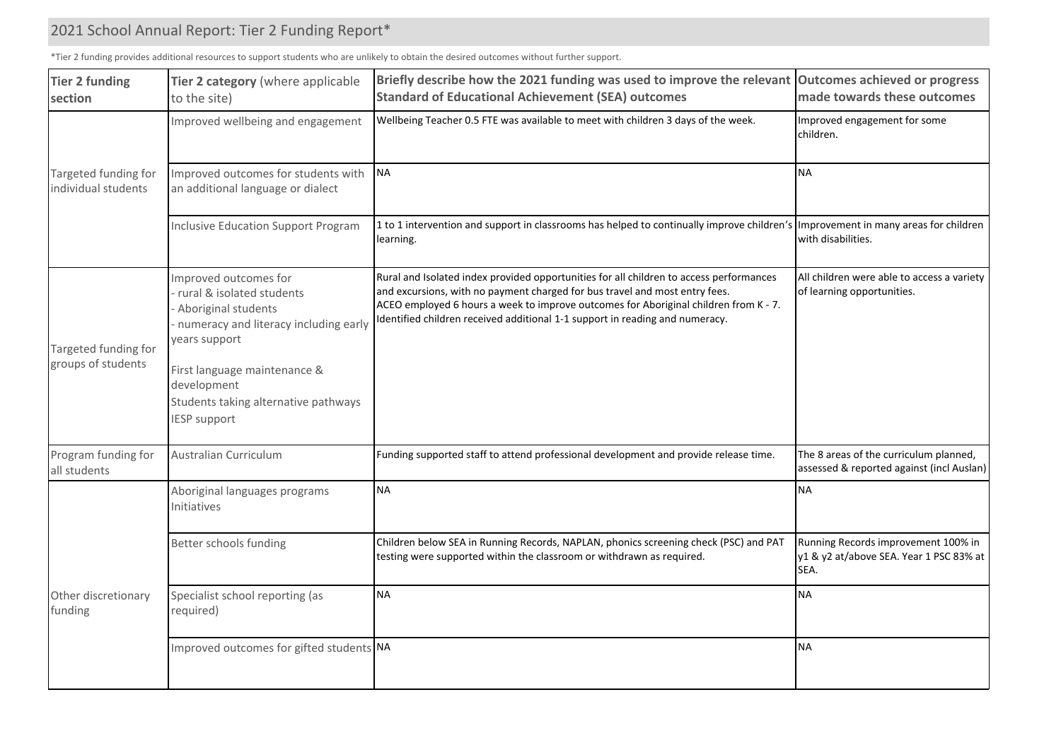## 2021 School Annual Report: Tier 2 Funding Report*

*Tier 2 funding provides additional resources to support students who are unlikely to obtain the desired outcomes without further support.

| **Tier 2 funding section** | **Tier 2 category** (where applicable to the site) | **Briefly describe how the 2021 funding was used to improve the relevant Standard of Educational Achievement (SEA) outcomes** | **Outcomes achieved or progress made towards these outcomes** |
|---|---|---|---|
| Targeted funding for individual students | Improved wellbeing and engagement | Wellbeing Teacher 0.5 FTE was available to meet with children 3 days of the week. | Improved engagement for some children. |
| | Improved outcomes for students with an additional language or dialect | NA | NA |
| | Inclusive Education Support Program | 1 to 1 intervention and support in classrooms has helped to continually improve children's learning. | Improvement in many areas for children with disabilities. |
| Targeted funding for groups of students | Improved outcomes for<br>- rural & isolated students<br>- Aboriginal students<br>- numeracy and literacy including early years support<br><br>First language maintenance & development<br>Students taking alternative pathways<br>IESP support | Rural and Isolated index provided opportunities for all children to access performances and excursions, with no payment charged for bus travel and most entry fees.<br>ACEO employed 6 hours a week to improve outcomes for Aboriginal children from K - 7.<br>Identified children received additional 1-1 support in reading and numeracy. | All children were able to access a variety of learning opportunities. |
| Program funding for all students | Australian Curriculum | Funding supported staff to attend professional development and provide release time. | The 8 areas of the curriculum planned, assessed & reported against (incl Auslan) |
| Other discretionary funding | Aboriginal languages programs Initiatives | NA | NA |
| | Better schools funding | Children below SEA in Running Records, NAPLAN, phonics screening check (PSC) and PAT testing were supported within the classroom or withdrawn as required. | Running Records improvement 100% in y1 & y2 at/above SEA. Year 1 PSC 83% at SEA. |
| | Specialist school reporting (as required) | NA | NA |
| | Improved outcomes for gifted students | NA | NA |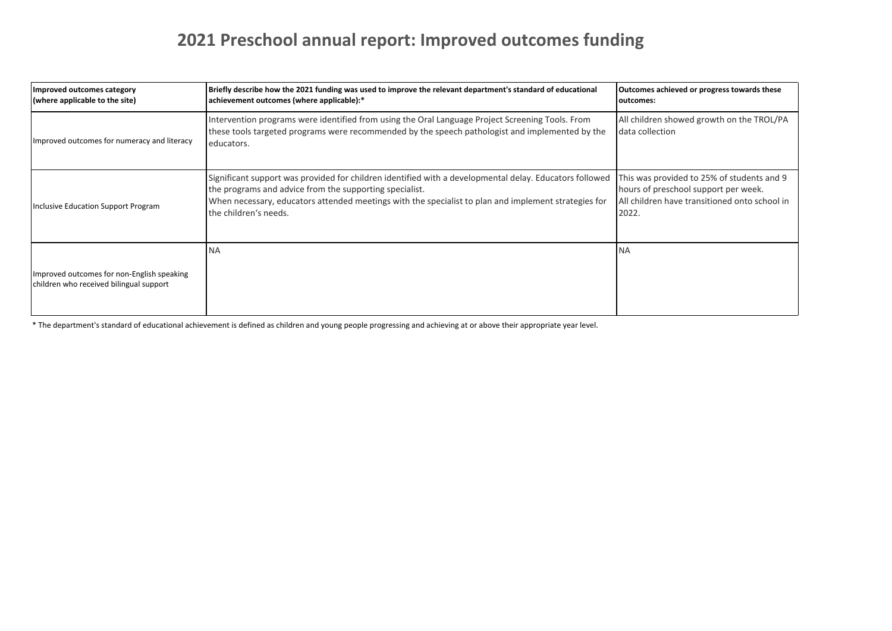# 2021 Preschool annual report: Improved outcomes funding

| Improved outcomes category (where applicable to the site) | Briefly describe how the 2021 funding was used to improve the relevant department's standard of educational achievement outcomes (where applicable):* | Outcomes achieved or progress towards these outcomes: |
|---|---|---|
| Improved outcomes for numeracy and literacy | Intervention programs were identified from using the Oral Language Project Screening Tools. From these tools targeted programs were recommended by the speech pathologist and implemented by the educators. | All children showed growth on the TROL/PA data collection |
| Inclusive Education Support Program | Significant support was provided for children identified with a developmental delay. Educators followed the programs and advice from the supporting specialist.<br>When necessary, educators attended meetings with the specialist to plan and implement strategies for the children's needs. | This was provided to 25% of students and 9 hours of preschool support per week.<br>All children have transitioned onto school in 2022. |
| Improved outcomes for non-English speaking children who received bilingual support | NA | NA |

* The department's standard of educational achievement is defined as children and young people progressing and achieving at or above their appropriate year level.